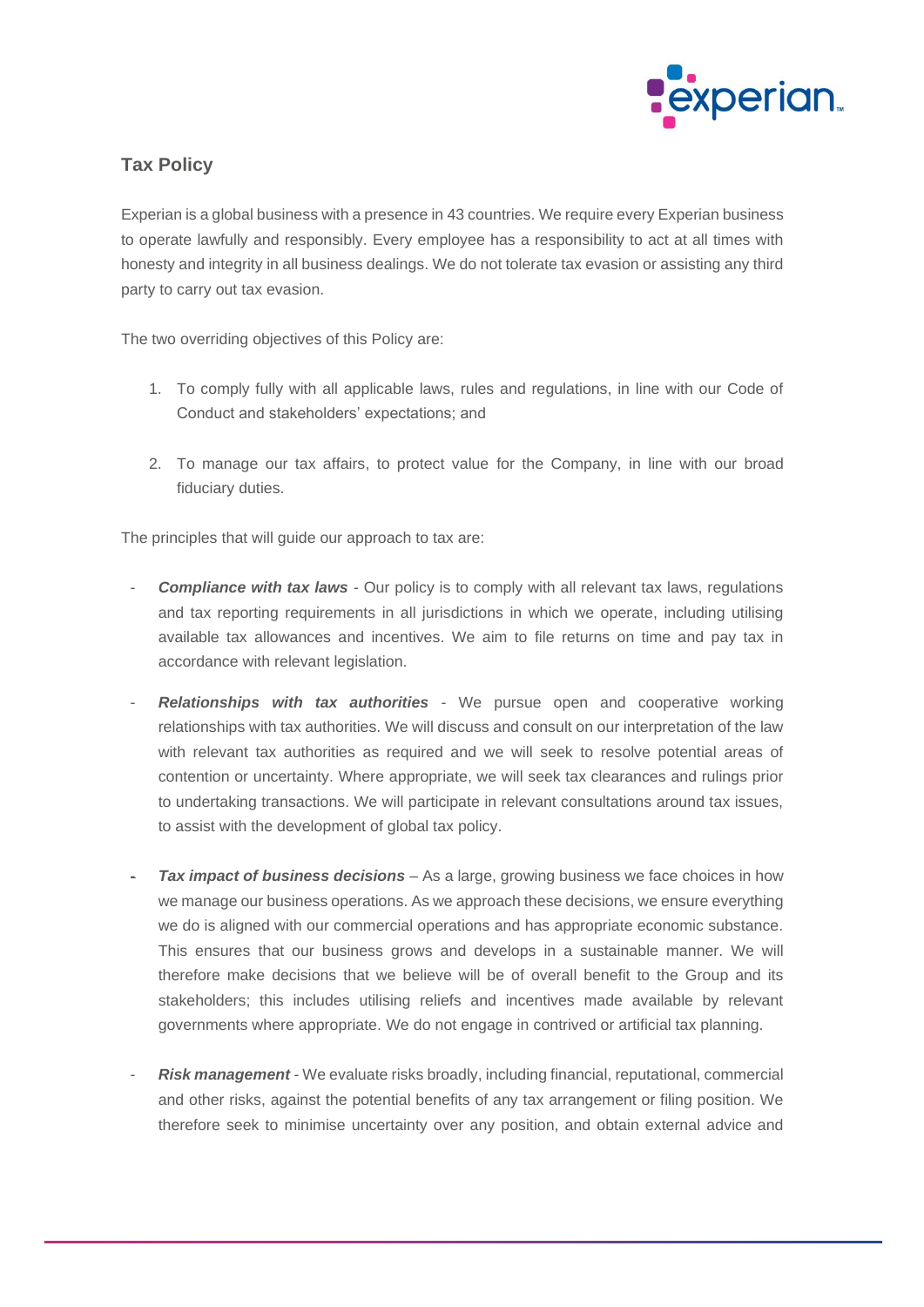## Tax Policy

Experian is a global business with a presence in 43 countries. We require every Experian business to operate lawfully and responsibly. Every employee has a responsibility to act at all times with honesty and integrity in all business dealings. We do not tolerate tax evasion or assisting any third party to carry out tax evasion.

The two overriding objectives of this Policy are:

1. To comply fully with all applicable laws, rules and regulations, in line with our Code of Conduct and stakeholders' expectations; and

2. To manage our tax affairs, to protect value for the Company, in line with our broad fiduciary duties.

The principles that will guide our approach to tax are:

- ***Compliance with tax laws*** - Our policy is to comply with all relevant tax laws, regulations and tax reporting requirements in all jurisdictions in which we operate, including utilising available tax allowances and incentives. We aim to file returns on time and pay tax in accordance with relevant legislation.

- ***Relationships with tax authorities*** - We pursue open and cooperative working relationships with tax authorities. We will discuss and consult on our interpretation of the law with relevant tax authorities as required and we will seek to resolve potential areas of contention or uncertainty. Where appropriate, we will seek tax clearances and rulings prior to undertaking transactions. We will participate in relevant consultations around tax issues, to assist with the development of global tax policy.

- ***Tax impact of business decisions*** – As a large, growing business we face choices in how we manage our business operations. As we approach these decisions, we ensure everything we do is aligned with our commercial operations and has appropriate economic substance. This ensures that our business grows and develops in a sustainable manner. We will therefore make decisions that we believe will be of overall benefit to the Group and its stakeholders; this includes utilising reliefs and incentives made available by relevant governments where appropriate. We do not engage in contrived or artificial tax planning.

- ***Risk management*** - We evaluate risks broadly, including financial, reputational, commercial and other risks, against the potential benefits of any tax arrangement or filing position. We therefore seek to minimise uncertainty over any position, and obtain external advice and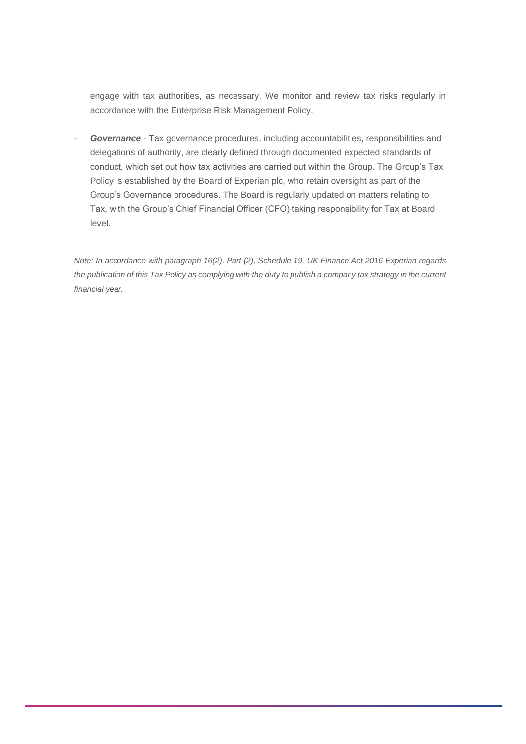engage with tax authorities, as necessary. We monitor and review tax risks regularly in accordance with the Enterprise Risk Management Policy.

- ***Governance*** - Tax governance procedures, including accountabilities, responsibilities and delegations of authority, are clearly defined through documented expected standards of conduct, which set out how tax activities are carried out within the Group. The Group's Tax Policy is established by the Board of Experian plc, who retain oversight as part of the Group's Governance procedures. The Board is regularly updated on matters relating to Tax, with the Group's Chief Financial Officer (CFO) taking responsibility for Tax at Board level.

*Note: In accordance with paragraph 16(2), Part (2), Schedule 19, UK Finance Act 2016 Experian regards the publication of this Tax Policy as complying with the duty to publish a company tax strategy in the current financial year.*